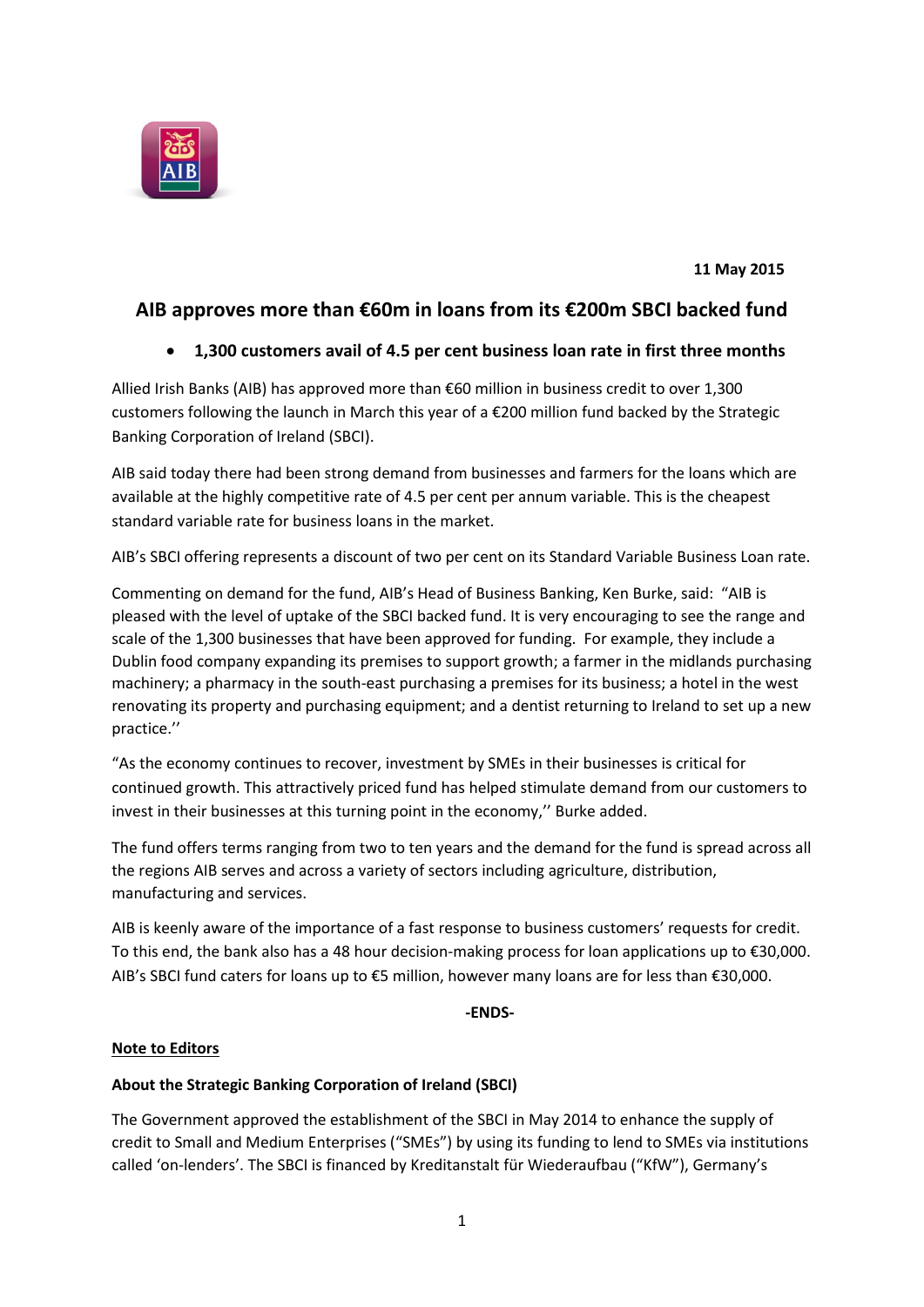11 May 2015

# AIB approves more than €60m in loans from its €200m SBCI backed fund

- **1,300 customers avail of 4.5 per cent business loan rate in first three months**

Allied Irish Banks (AIB) has approved more than €60 million in business credit to over 1,300 customers following the launch in March this year of a €200 million fund backed by the Strategic Banking Corporation of Ireland (SBCI).

AIB said today there had been strong demand from businesses and farmers for the loans which are available at the highly competitive rate of 4.5 per cent per annum variable. This is the cheapest standard variable rate for business loans in the market.

AIB's SBCI offering represents a discount of two per cent on its Standard Variable Business Loan rate.

Commenting on demand for the fund, AIB's Head of Business Banking, Ken Burke, said: "AIB is pleased with the level of uptake of the SBCI backed fund. It is very encouraging to see the range and scale of the 1,300 businesses that have been approved for funding. For example, they include a Dublin food company expanding its premises to support growth; a farmer in the midlands purchasing machinery; a pharmacy in the south-east purchasing a premises for its business; a hotel in the west renovating its property and purchasing equipment; and a dentist returning to Ireland to set up a new practice.''

"As the economy continues to recover, investment by SMEs in their businesses is critical for continued growth. This attractively priced fund has helped stimulate demand from our customers to invest in their businesses at this turning point in the economy,'' Burke added.

The fund offers terms ranging from two to ten years and the demand for the fund is spread across all the regions AIB serves and across a variety of sectors including agriculture, distribution, manufacturing and services.

AIB is keenly aware of the importance of a fast response to business customers' requests for credit. To this end, the bank also has a 48 hour decision-making process for loan applications up to €30,000. AIB's SBCI fund caters for loans up to €5 million, however many loans are for less than €30,000.

**-ENDS-**

**<u>Note to Editors</u>**

**About the Strategic Banking Corporation of Ireland (SBCI)**

The Government approved the establishment of the SBCI in May 2014 to enhance the supply of credit to Small and Medium Enterprises ("SMEs") by using its funding to lend to SMEs via institutions called 'on-lenders'. The SBCI is financed by Kreditanstalt für Wiederaufbau ("KfW"), Germany's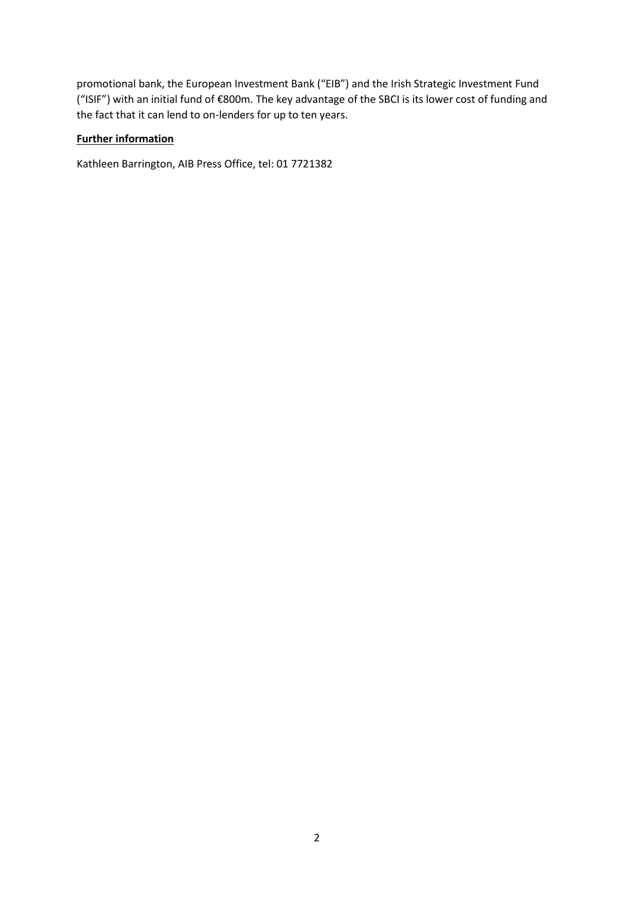promotional bank, the European Investment Bank ("EIB") and the Irish Strategic Investment Fund ("ISIF") with an initial fund of €800m. The key advantage of the SBCI is its lower cost of funding and the fact that it can lend to on-lenders for up to ten years.

**Further information**

Kathleen Barrington, AIB Press Office, tel: 01 7721382